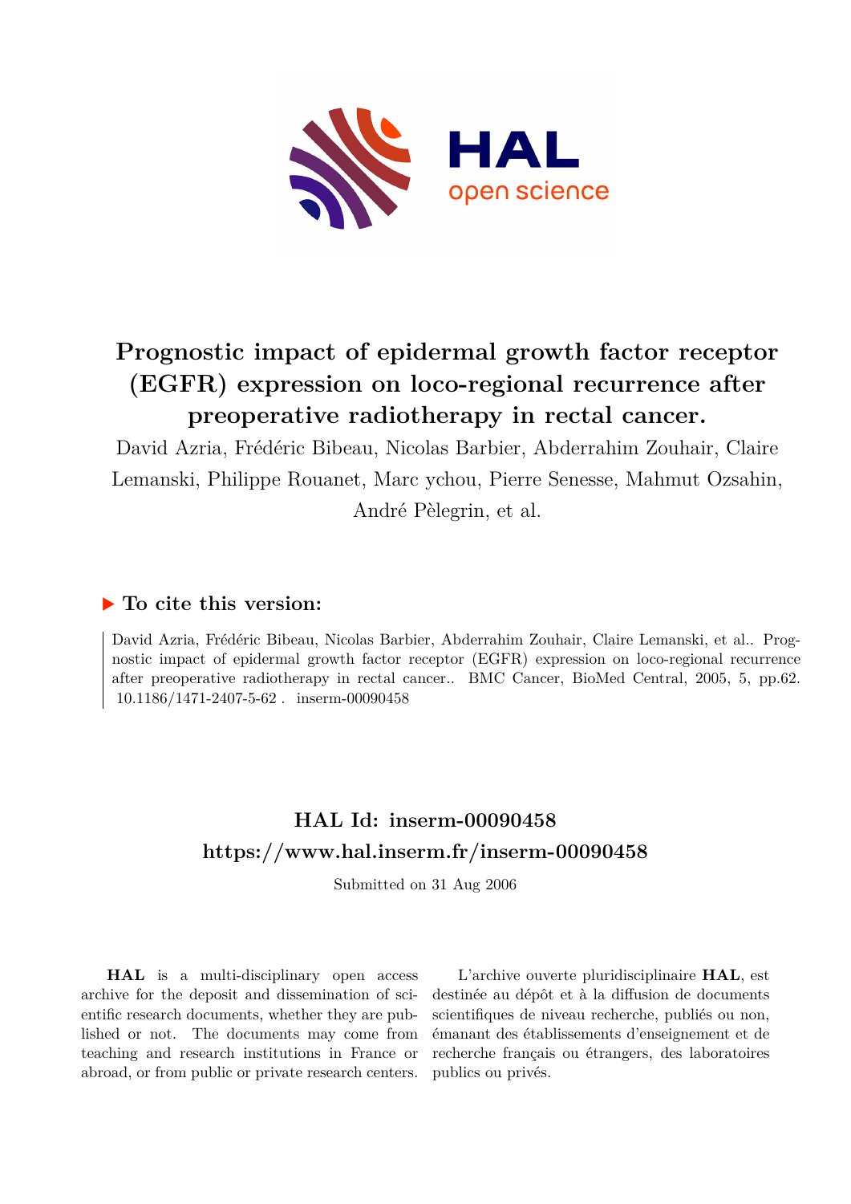# Prognostic impact of epidermal growth factor receptor (EGFR) expression on loco-regional recurrence after preoperative radiotherapy in rectal cancer.

David Azria, Frédéric Bibeau, Nicolas Barbier, Abderrahim Zouhair, Claire Lemanski, Philippe Rouanet, Marc ychou, Pierre Senesse, Mahmut Ozsahin, André Pèlegrin, et al.

## ▶ To cite this version:

David Azria, Frédéric Bibeau, Nicolas Barbier, Abderrahim Zouhair, Claire Lemanski, et al.. Prognostic impact of epidermal growth factor receptor (EGFR) expression on loco-regional recurrence after preoperative radiotherapy in rectal cancer.. BMC Cancer, BioMed Central, 2005, 5, pp.62. 10.1186/1471-2407-5-62 . inserm-00090458

## HAL Id: inserm-00090458
## https://www.hal.inserm.fr/inserm-00090458

Submitted on 31 Aug 2006

**HAL** is a multi-disciplinary open access archive for the deposit and dissemination of scientific research documents, whether they are published or not. The documents may come from teaching and research institutions in France or abroad, or from public or private research centers.

L'archive ouverte pluridisciplinaire **HAL**, est destinée au dépôt et à la diffusion de documents scientifiques de niveau recherche, publiés ou non, émanant des établissements d'enseignement et de recherche français ou étrangers, des laboratoires publics ou privés.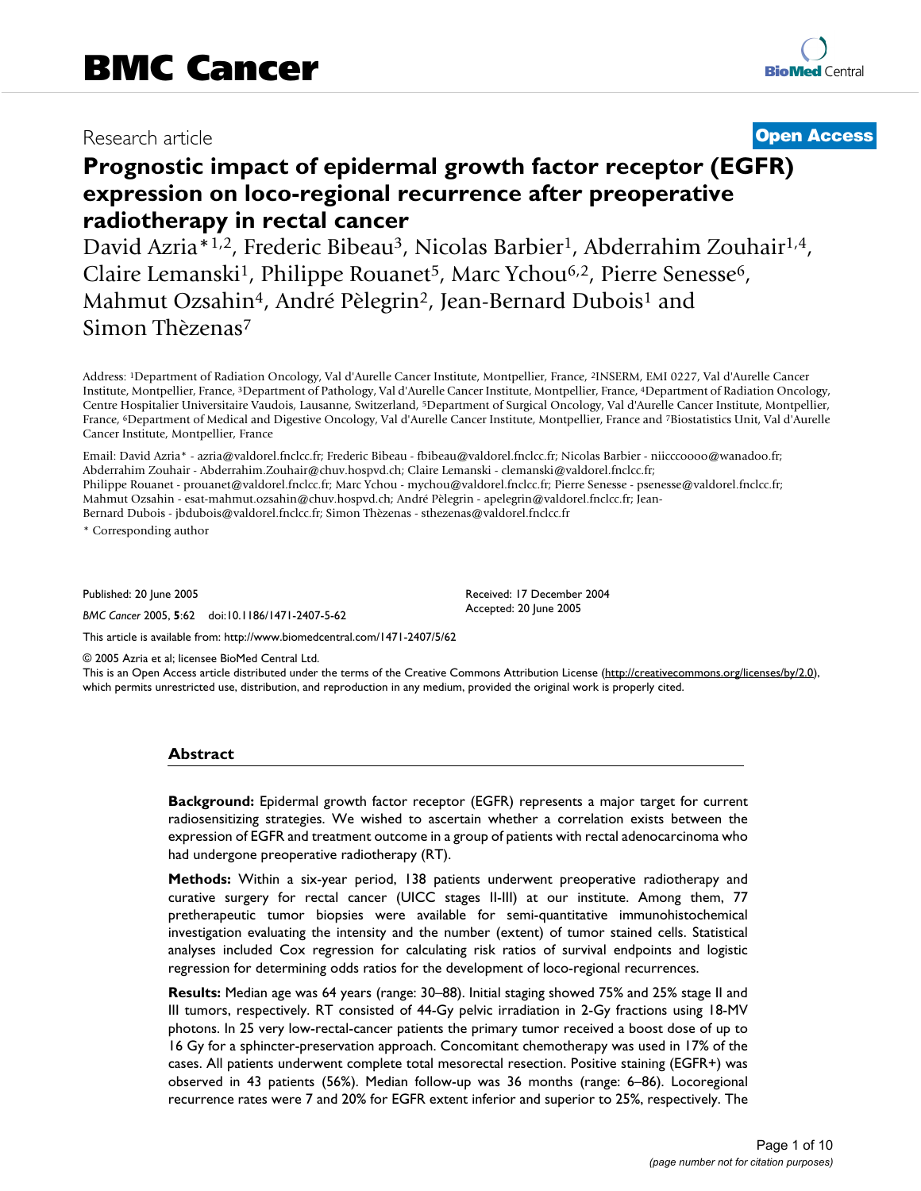# BMC Cancer

Research article

**Open Access**

# Prognostic impact of epidermal growth factor receptor (EGFR) expression on loco-regional recurrence after preoperative radiotherapy in rectal cancer

David Azria*[1,2], Frederic Bibeau[3], Nicolas Barbier[1], Abderrahim Zouhair[1,4], Claire Lemanski[1], Philippe Rouanet[5], Marc Ychou[6,2], Pierre Senesse[6], Mahmut Ozsahin[4], André Pèlegrin[2], Jean-Bernard Dubois[1] and Simon Thèzenas[7]

Address: [1]Department of Radiation Oncology, Val d'Aurelle Cancer Institute, Montpellier, France, [2]INSERM, EMI 0227, Val d'Aurelle Cancer Institute, Montpellier, France, [3]Department of Pathology, Val d'Aurelle Cancer Institute, Montpellier, France, [4]Department of Radiation Oncology, Centre Hospitalier Universitaire Vaudois, Lausanne, Switzerland, [5]Department of Surgical Oncology, Val d'Aurelle Cancer Institute, Montpellier, France, [6]Department of Medical and Digestive Oncology, Val d'Aurelle Cancer Institute, Montpellier, France and [7]Biostatistics Unit, Val d'Aurelle Cancer Institute, Montpellier, France

Email: David Azria* - azria@valdorel.fnclcc.fr; Frederic Bibeau - fbibeau@valdorel.fnclcc.fr; Nicolas Barbier - niicccoooo@wanadoo.fr; Abderrahim Zouhair - Abderrahim.Zouhair@chuv.hospvd.ch; Claire Lemanski - clemanski@valdorel.fnclcc.fr; Philippe Rouanet - prouanet@valdorel.fnclcc.fr; Marc Ychou - mychou@valdorel.fnclcc.fr; Pierre Senesse - psenesse@valdorel.fnclcc.fr; Mahmut Ozsahin - esat-mahmut.ozsahin@chuv.hospvd.ch; André Pèlegrin - apelegrin@valdorel.fnclcc.fr; Jean-Bernard Dubois - jbdubois@valdorel.fnclcc.fr; Simon Thèzenas - sthezenas@valdorel.fnclcc.fr

\* Corresponding author

Published: 20 June 2005

*BMC Cancer* 2005, **5**:62 doi:10.1186/1471-2407-5-62

Received: 17 December 2004
Accepted: 20 June 2005

This article is available from: http://www.biomedcentral.com/1471-2407/5/62

© 2005 Azria et al; licensee BioMed Central Ltd.

This is an Open Access article distributed under the terms of the Creative Commons Attribution License (http://creativecommons.org/licenses/by/2.0), which permits unrestricted use, distribution, and reproduction in any medium, provided the original work is properly cited.

## Abstract

**Background:** Epidermal growth factor receptor (EGFR) represents a major target for current radiosensitizing strategies. We wished to ascertain whether a correlation exists between the expression of EGFR and treatment outcome in a group of patients with rectal adenocarcinoma who had undergone preoperative radiotherapy (RT).

**Methods:** Within a six-year period, 138 patients underwent preoperative radiotherapy and curative surgery for rectal cancer (UICC stages II-III) at our institute. Among them, 77 pretherapeutic tumor biopsies were available for semi-quantitative immunohistochemical investigation evaluating the intensity and the number (extent) of tumor stained cells. Statistical analyses included Cox regression for calculating risk ratios of survival endpoints and logistic regression for determining odds ratios for the development of loco-regional recurrences.

**Results:** Median age was 64 years (range: 30–88). Initial staging showed 75% and 25% stage II and III tumors, respectively. RT consisted of 44-Gy pelvic irradiation in 2-Gy fractions using 18-MV photons. In 25 very low-rectal-cancer patients the primary tumor received a boost dose of up to 16 Gy for a sphincter-preservation approach. Concomitant chemotherapy was used in 17% of the cases. All patients underwent complete total mesorectal resection. Positive staining (EGFR+) was observed in 43 patients (56%). Median follow-up was 36 months (range: 6–86). Locoregional recurrence rates were 7 and 20% for EGFR extent inferior and superior to 25%, respectively. The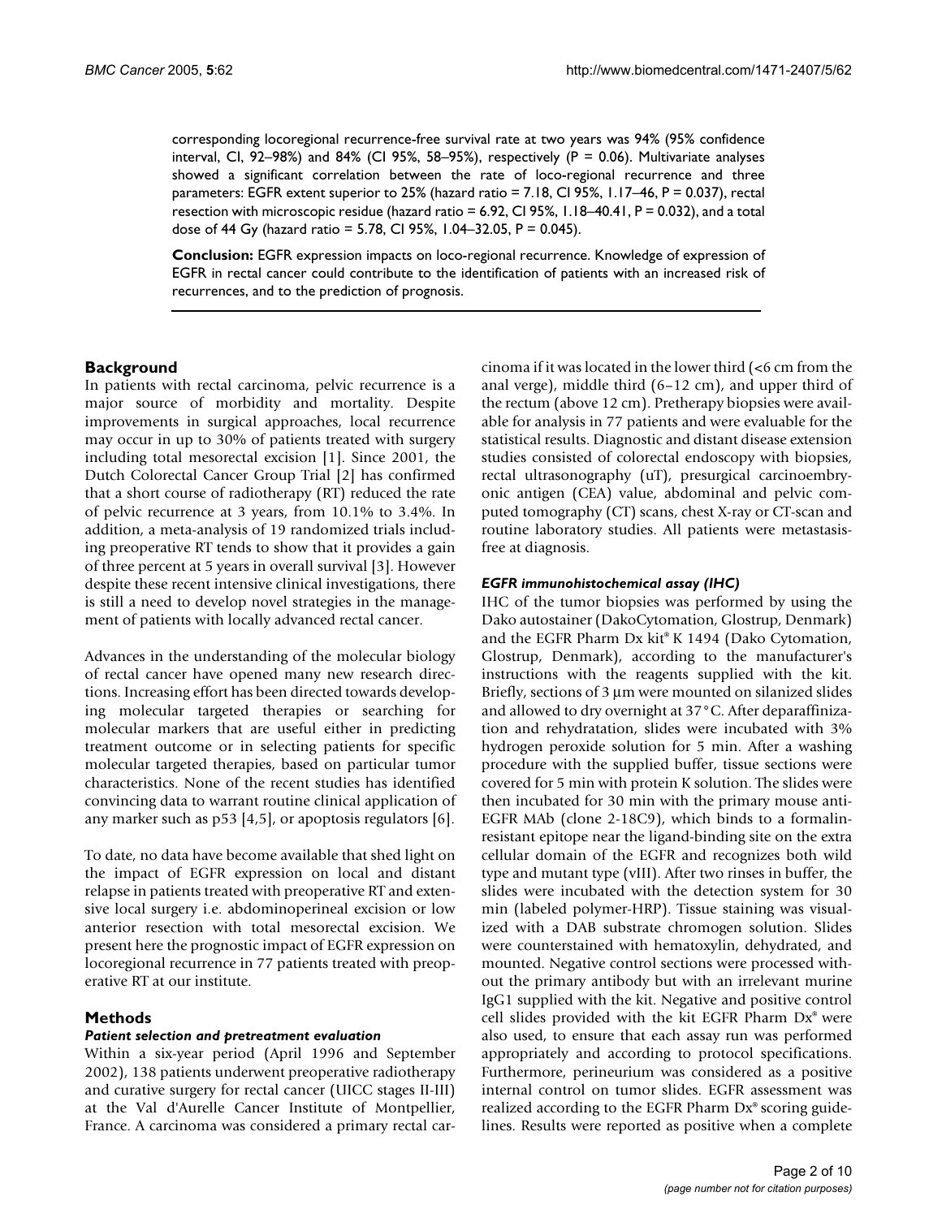corresponding locoregional recurrence-free survival rate at two years was 94% (95% confidence interval, CI, 92–98%) and 84% (CI 95%, 58–95%), respectively (P = 0.06). Multivariate analyses showed a significant correlation between the rate of loco-regional recurrence and three parameters: EGFR extent superior to 25% (hazard ratio = 7.18, CI 95%, 1.17–46, P = 0.037), rectal resection with microscopic residue (hazard ratio = 6.92, CI 95%, 1.18–40.41, P = 0.032), and a total dose of 44 Gy (hazard ratio = 5.78, CI 95%, 1.04–32.05, P = 0.045).

**Conclusion:** EGFR expression impacts on loco-regional recurrence. Knowledge of expression of EGFR in rectal cancer could contribute to the identification of patients with an increased risk of recurrences, and to the prediction of prognosis.

## Background

In patients with rectal carcinoma, pelvic recurrence is a major source of morbidity and mortality. Despite improvements in surgical approaches, local recurrence may occur in up to 30% of patients treated with surgery including total mesorectal excision [1]. Since 2001, the Dutch Colorectal Cancer Group Trial [2] has confirmed that a short course of radiotherapy (RT) reduced the rate of pelvic recurrence at 3 years, from 10.1% to 3.4%. In addition, a meta-analysis of 19 randomized trials including preoperative RT tends to show that it provides a gain of three percent at 5 years in overall survival [3]. However despite these recent intensive clinical investigations, there is still a need to develop novel strategies in the management of patients with locally advanced rectal cancer.

Advances in the understanding of the molecular biology of rectal cancer have opened many new research directions. Increasing effort has been directed towards developing molecular targeted therapies or searching for molecular markers that are useful either in predicting treatment outcome or in selecting patients for specific molecular targeted therapies, based on particular tumor characteristics. None of the recent studies has identified convincing data to warrant routine clinical application of any marker such as p53 [4,5], or apoptosis regulators [6].

To date, no data have become available that shed light on the impact of EGFR expression on local and distant relapse in patients treated with preoperative RT and extensive local surgery i.e. abdominoperineal excision or low anterior resection with total mesorectal excision. We present here the prognostic impact of EGFR expression on locoregional recurrence in 77 patients treated with preoperative RT at our institute.

## Methods

### *Patient selection and pretreatment evaluation*

Within a six-year period (April 1996 and September 2002), 138 patients underwent preoperative radiotherapy and curative surgery for rectal cancer (UICC stages II-III) at the Val d'Aurelle Cancer Institute of Montpellier, France. A carcinoma was considered a primary rectal carcinoma if it was located in the lower third (<6 cm from the anal verge), middle third (6–12 cm), and upper third of the rectum (above 12 cm). Pretherapy biopsies were available for analysis in 77 patients and were evaluable for the statistical results. Diagnostic and distant disease extension studies consisted of colorectal endoscopy with biopsies, rectal ultrasonography (uT), presurgical carcinoembryonic antigen (CEA) value, abdominal and pelvic computed tomography (CT) scans, chest X-ray or CT-scan and routine laboratory studies. All patients were metastasis-free at diagnosis.

### *EGFR immunohistochemical assay (IHC)*

IHC of the tumor biopsies was performed by using the Dako autostainer (DakoCytomation, Glostrup, Denmark) and the EGFR Pharm Dx kit® K 1494 (Dako Cytomation, Glostrup, Denmark), according to the manufacturer's instructions with the reagents supplied with the kit. Briefly, sections of 3 µm were mounted on silanized slides and allowed to dry overnight at 37°C. After deparaffinization and rehydratation, slides were incubated with 3% hydrogen peroxide solution for 5 min. After a washing procedure with the supplied buffer, tissue sections were covered for 5 min with protein K solution. The slides were then incubated for 30 min with the primary mouse anti-EGFR MAb (clone 2-18C9), which binds to a formalin-resistant epitope near the ligand-binding site on the extra cellular domain of the EGFR and recognizes both wild type and mutant type (vIII). After two rinses in buffer, the slides were incubated with the detection system for 30 min (labeled polymer-HRP). Tissue staining was visualized with a DAB substrate chromogen solution. Slides were counterstained with hematoxylin, dehydrated, and mounted. Negative control sections were processed without the primary antibody but with an irrelevant murine IgG1 supplied with the kit. Negative and positive control cell slides provided with the kit EGFR Pharm Dx® were also used, to ensure that each assay run was performed appropriately and according to protocol specifications. Furthermore, perineurium was considered as a positive internal control on tumor slides. EGFR assessment was realized according to the EGFR Pharm Dx® scoring guidelines. Results were reported as positive when a complete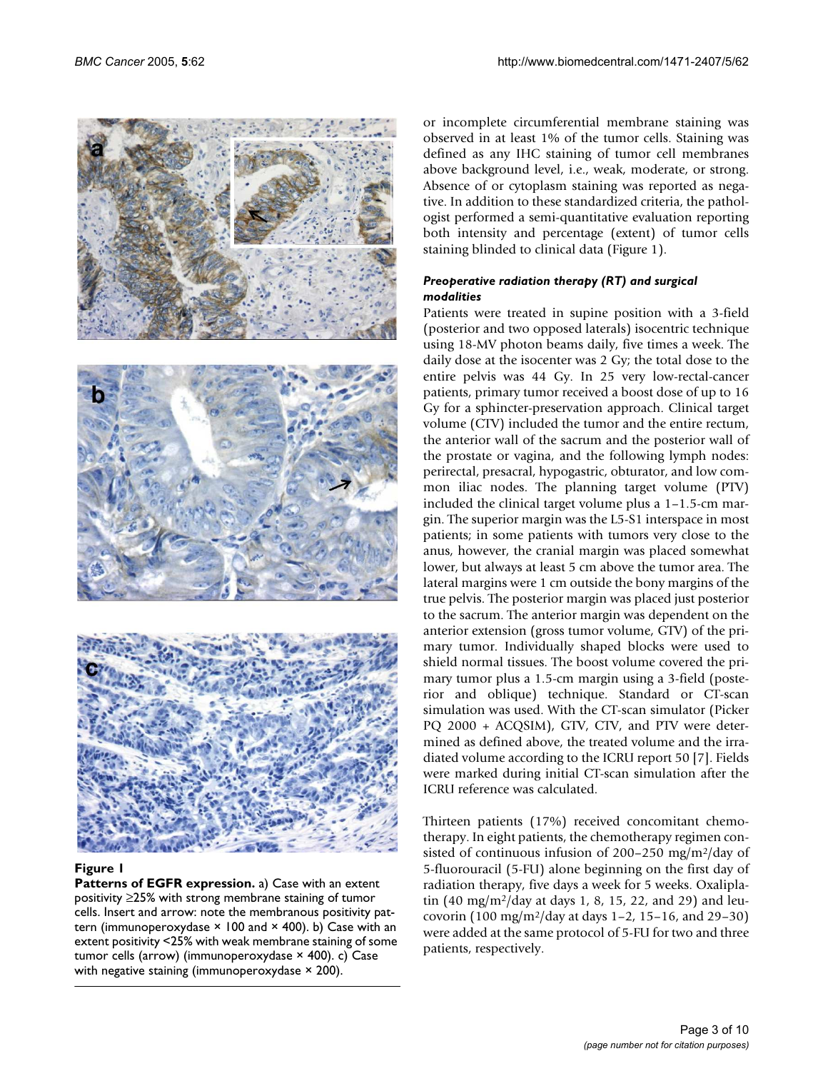**Figure 1**

**Patterns of EGFR expression.** a) Case with an extent positivity ≥25% with strong membrane staining of tumor cells. Insert and arrow: note the membranous positivity pattern (immunoperoxydase × 100 and × 400). b) Case with an extent positivity <25% with weak membrane staining of some tumor cells (arrow) (immunoperoxydase × 400). c) Case with negative staining (immunoperoxydase × 200).

or incomplete circumferential membrane staining was observed in at least 1% of the tumor cells. Staining was defined as any IHC staining of tumor cell membranes above background level, i.e., weak, moderate, or strong. Absence of or cytoplasm staining was reported as negative. In addition to these standardized criteria, the pathologist performed a semi-quantitative evaluation reporting both intensity and percentage (extent) of tumor cells staining blinded to clinical data (Figure 1).

#### *Preoperative radiation therapy (RT) and surgical modalities*

Patients were treated in supine position with a 3-field (posterior and two opposed laterals) isocentric technique using 18-MV photon beams daily, five times a week. The daily dose at the isocenter was 2 Gy; the total dose to the entire pelvis was 44 Gy. In 25 very low-rectal-cancer patients, primary tumor received a boost dose of up to 16 Gy for a sphincter-preservation approach. Clinical target volume (CTV) included the tumor and the entire rectum, the anterior wall of the sacrum and the posterior wall of the prostate or vagina, and the following lymph nodes: perirectal, presacral, hypogastric, obturator, and low common iliac nodes. The planning target volume (PTV) included the clinical target volume plus a 1–1.5-cm margin. The superior margin was the L5-S1 interspace in most patients; in some patients with tumors very close to the anus, however, the cranial margin was placed somewhat lower, but always at least 5 cm above the tumor area. The lateral margins were 1 cm outside the bony margins of the true pelvis. The posterior margin was placed just posterior to the sacrum. The anterior margin was dependent on the anterior extension (gross tumor volume, GTV) of the primary tumor. Individually shaped blocks were used to shield normal tissues. The boost volume covered the primary tumor plus a 1.5-cm margin using a 3-field (posterior and oblique) technique. Standard or CT-scan simulation was used. With the CT-scan simulator (Picker PQ 2000 + ACQSIM), GTV, CTV, and PTV were determined as defined above, the treated volume and the irradiated volume according to the ICRU report 50 [7]. Fields were marked during initial CT-scan simulation after the ICRU reference was calculated.

Thirteen patients (17%) received concomitant chemotherapy. In eight patients, the chemotherapy regimen consisted of continuous infusion of 200–250 mg/m$^2$/day of 5-fluorouracil (5-FU) alone beginning on the first day of radiation therapy, five days a week for 5 weeks. Oxaliplatin (40 mg/m$^2$/day at days 1, 8, 15, 22, and 29) and leucovorin (100 mg/m$^2$/day at days 1–2, 15–16, and 29–30) were added at the same protocol of 5-FU for two and three patients, respectively.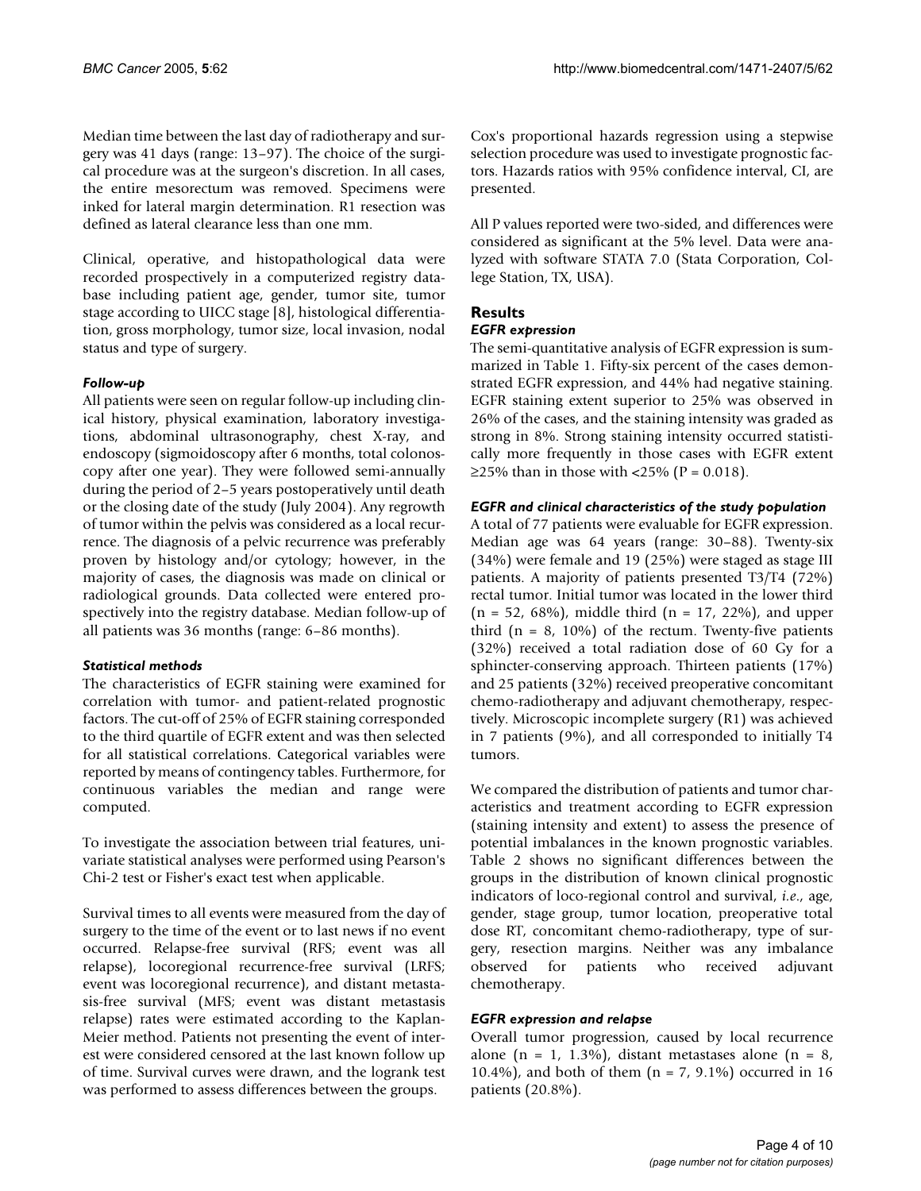Median time between the last day of radiotherapy and surgery was 41 days (range: 13–97). The choice of the surgical procedure was at the surgeon's discretion. In all cases, the entire mesorectum was removed. Specimens were inked for lateral margin determination. R1 resection was defined as lateral clearance less than one mm.

Clinical, operative, and histopathological data were recorded prospectively in a computerized registry database including patient age, gender, tumor site, tumor stage according to UICC stage [8], histological differentiation, gross morphology, tumor size, local invasion, nodal status and type of surgery.

### *Follow-up*

All patients were seen on regular follow-up including clinical history, physical examination, laboratory investigations, abdominal ultrasonography, chest X-ray, and endoscopy (sigmoidoscopy after 6 months, total colonoscopy after one year). They were followed semi-annually during the period of 2–5 years postoperatively until death or the closing date of the study (July 2004). Any regrowth of tumor within the pelvis was considered as a local recurrence. The diagnosis of a pelvic recurrence was preferably proven by histology and/or cytology; however, in the majority of cases, the diagnosis was made on clinical or radiological grounds. Data collected were entered prospectively into the registry database. Median follow-up of all patients was 36 months (range: 6–86 months).

### *Statistical methods*

The characteristics of EGFR staining were examined for correlation with tumor- and patient-related prognostic factors. The cut-off of 25% of EGFR staining corresponded to the third quartile of EGFR extent and was then selected for all statistical correlations. Categorical variables were reported by means of contingency tables. Furthermore, for continuous variables the median and range were computed.

To investigate the association between trial features, univariate statistical analyses were performed using Pearson's Chi-2 test or Fisher's exact test when applicable.

Survival times to all events were measured from the day of surgery to the time of the event or to last news if no event occurred. Relapse-free survival (RFS; event was all relapse), locoregional recurrence-free survival (LRFS; event was locoregional recurrence), and distant metastasis-free survival (MFS; event was distant metastasis relapse) rates were estimated according to the Kaplan-Meier method. Patients not presenting the event of interest were considered censored at the last known follow up of time. Survival curves were drawn, and the logrank test was performed to assess differences between the groups.

Cox's proportional hazards regression using a stepwise selection procedure was used to investigate prognostic factors. Hazards ratios with 95% confidence interval, CI, are presented.

All P values reported were two-sided, and differences were considered as significant at the 5% level. Data were analyzed with software STATA 7.0 (Stata Corporation, College Station, TX, USA).

## Results

### *EGFR expression*

The semi-quantitative analysis of EGFR expression is summarized in Table 1. Fifty-six percent of the cases demonstrated EGFR expression, and 44% had negative staining. EGFR staining extent superior to 25% was observed in 26% of the cases, and the staining intensity was graded as strong in 8%. Strong staining intensity occurred statistically more frequently in those cases with EGFR extent $\geq$25% than in those with <25% (P = 0.018).

### *EGFR and clinical characteristics of the study population*

A total of 77 patients were evaluable for EGFR expression. Median age was 64 years (range: 30–88). Twenty-six (34%) were female and 19 (25%) were staged as stage III patients. A majority of patients presented T3/T4 (72%) rectal tumor. Initial tumor was located in the lower third (n = 52, 68%), middle third (n = 17, 22%), and upper third (n = 8, 10%) of the rectum. Twenty-five patients (32%) received a total radiation dose of 60 Gy for a sphincter-conserving approach. Thirteen patients (17%) and 25 patients (32%) received preoperative concomitant chemo-radiotherapy and adjuvant chemotherapy, respectively. Microscopic incomplete surgery (R1) was achieved in 7 patients (9%), and all corresponded to initially T4 tumors.

We compared the distribution of patients and tumor characteristics and treatment according to EGFR expression (staining intensity and extent) to assess the presence of potential imbalances in the known prognostic variables. Table 2 shows no significant differences between the groups in the distribution of known clinical prognostic indicators of loco-regional control and survival, *i.e.*, age, gender, stage group, tumor location, preoperative total dose RT, concomitant chemo-radiotherapy, type of surgery, resection margins. Neither was any imbalance observed for patients who received adjuvant chemotherapy.

### *EGFR expression and relapse*

Overall tumor progression, caused by local recurrence alone (n = 1, 1.3%), distant metastases alone (n = 8, 10.4%), and both of them (n = 7, 9.1%) occurred in 16 patients (20.8%).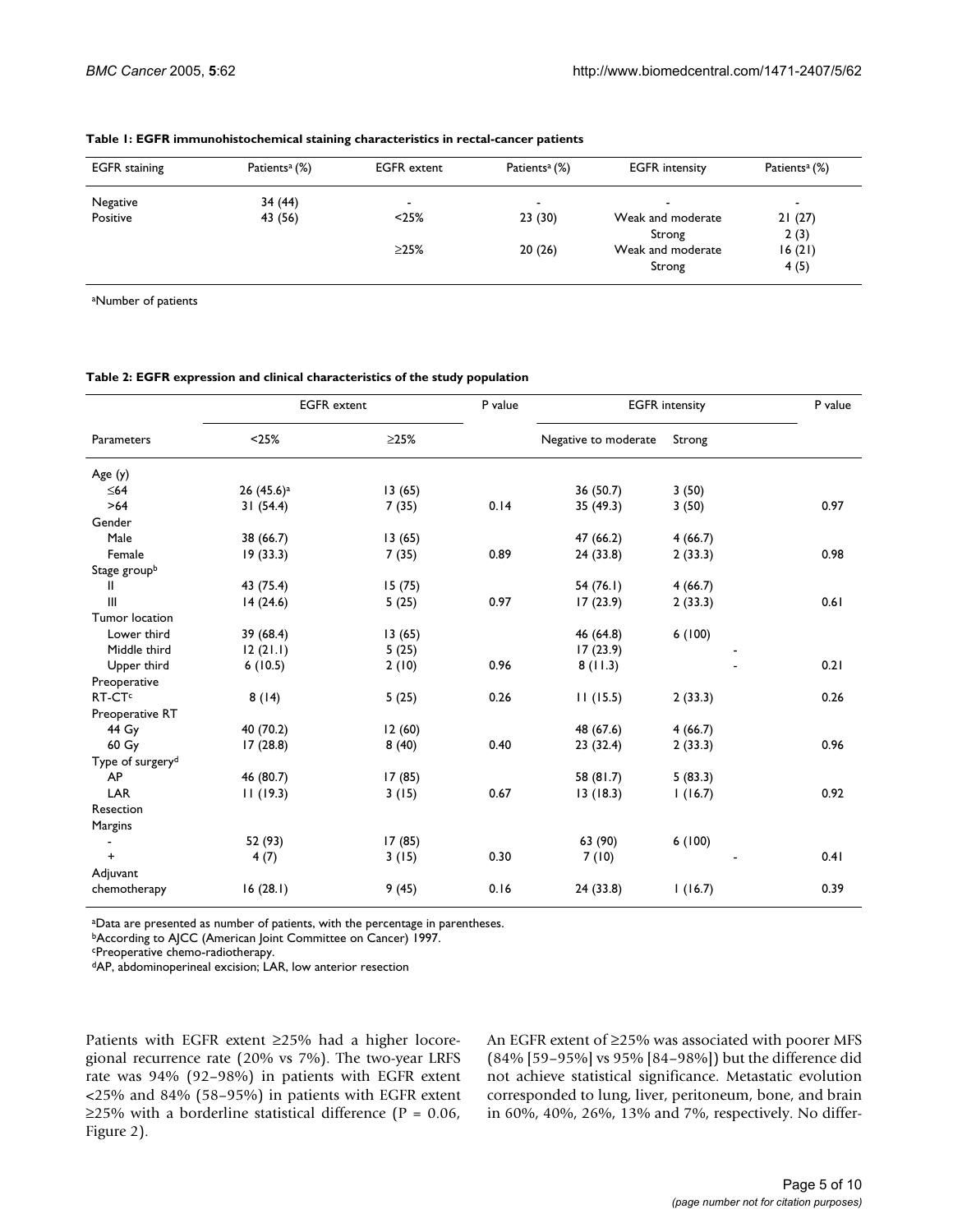**Table 1: EGFR immunohistochemical staining characteristics in rectal-cancer patients**

| EGFR staining | Patients[a] (%) | EGFR extent | Patients[a] (%) | EGFR intensity | Patients[a] (%) |
|---|---|---|---|---|---|
| Negative | 34 (44) | - | - | - | - |
| Positive | 43 (56) | <25% | 23 (30) | Weak and moderate | 21 (27) |
| | | | | Strong | 2 (3) |
| | | ≥25% | 20 (26) | Weak and moderate | 16 (21) |
| | | | | Strong | 4 (5) |

[a]Number of patients

**Table 2: EGFR expression and clinical characteristics of the study population**

| | EGFR extent | | P value | EGFR intensity | | P value |
|---|---|---|---|---|---|---|
| Parameters | <25% | ≥25% | | Negative to moderate | Strong | |
| Age (y) | | | | | | |
| ≤64 | 26 (45.6)[a] | 13 (65) | | 36 (50.7) | 3 (50) | |
| >64 | 31 (54.4) | 7 (35) | 0.14 | 35 (49.3) | 3 (50) | 0.97 |
| Gender | | | | | | |
| Male | 38 (66.7) | 13 (65) | | 47 (66.2) | 4 (66.7) | |
| Female | 19 (33.3) | 7 (35) | 0.89 | 24 (33.8) | 2 (33.3) | 0.98 |
| Stage group[b] | | | | | | |
| II | 43 (75.4) | 15 (75) | | 54 (76.1) | 4 (66.7) | |
| III | 14 (24.6) | 5 (25) | 0.97 | 17 (23.9) | 2 (33.3) | 0.61 |
| Tumor location | | | | | | |
| Lower third | 39 (68.4) | 13 (65) | | 46 (64.8) | 6 (100) | |
| Middle third | 12 (21.1) | 5 (25) | | 17 (23.9) | - | |
| Upper third | 6 (10.5) | 2 (10) | 0.96 | 8 (11.3) | - | 0.21 |
| Preoperative RT-CT[c] | 8 (14) | 5 (25) | 0.26 | 11 (15.5) | 2 (33.3) | 0.26 |
| Preoperative RT | | | | | | |
| 44 Gy | 40 (70.2) | 12 (60) | | 48 (67.6) | 4 (66.7) | |
| 60 Gy | 17 (28.8) | 8 (40) | 0.40 | 23 (32.4) | 2 (33.3) | 0.96 |
| Type of surgery[d] | | | | | | |
| AP | 46 (80.7) | 17 (85) | | 58 (81.7) | 5 (83.3) | |
| LAR | 11 (19.3) | 3 (15) | 0.67 | 13 (18.3) | 1 (16.7) | 0.92 |
| Resection Margins | | | | | | |
| - | 52 (93) | 17 (85) | | 63 (90) | 6 (100) | |
| + | 4 (7) | 3 (15) | 0.30 | 7 (10) | - | 0.41 |
| Adjuvant chemotherapy | 16 (28.1) | 9 (45) | 0.16 | 24 (33.8) | 1 (16.7) | 0.39 |

[a]Data are presented as number of patients, with the percentage in parentheses.
[b]According to AJCC (American Joint Committee on Cancer) 1997.
[c]Preoperative chemo-radiotherapy.
[d]AP, abdominoperineal excision; LAR, low anterior resection

Patients with EGFR extent ≥25% had a higher locoregional recurrence rate (20% vs 7%). The two-year LRFS rate was 94% (92–98%) in patients with EGFR extent <25% and 84% (58–95%) in patients with EGFR extent ≥25% with a borderline statistical difference (P = 0.06, Figure 2).

An EGFR extent of ≥25% was associated with poorer MFS (84% [59–95%] vs 95% [84–98%]) but the difference did not achieve statistical significance. Metastatic evolution corresponded to lung, liver, peritoneum, bone, and brain in 60%, 40%, 26%, 13% and 7%, respectively. No differ-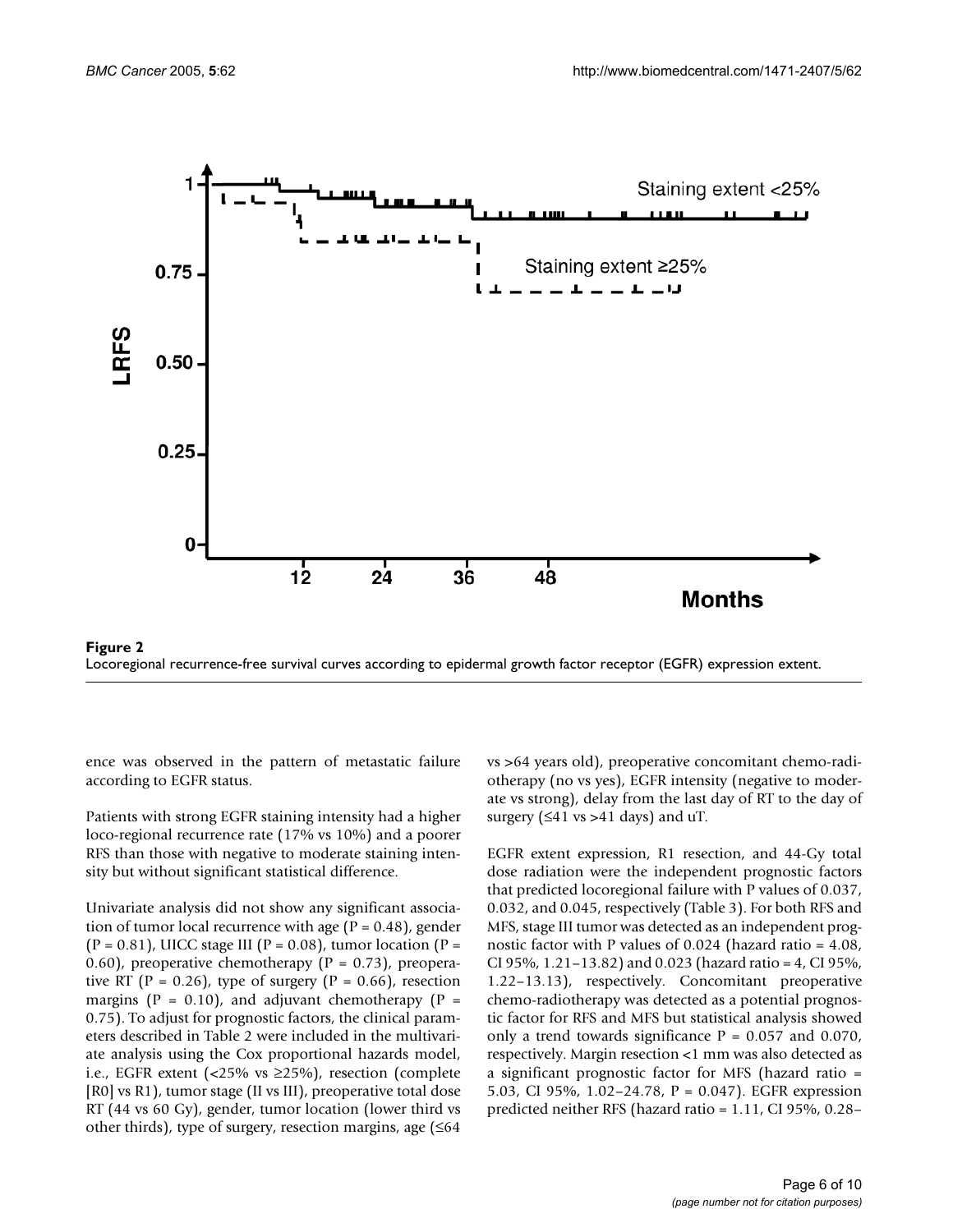**Figure 2**
Locoregional recurrence-free survival curves according to epidermal growth factor receptor (EGFR) expression extent.

ence was observed in the pattern of metastatic failure according to EGFR status.

Patients with strong EGFR staining intensity had a higher loco-regional recurrence rate (17% vs 10%) and a poorer RFS than those with negative to moderate staining intensity but without significant statistical difference.

Univariate analysis did not show any significant association of tumor local recurrence with age (P = 0.48), gender (P = 0.81), UICC stage III (P = 0.08), tumor location (P = 0.60), preoperative chemotherapy (P = 0.73), preoperative RT (P = 0.26), type of surgery (P = 0.66), resection margins (P = 0.10), and adjuvant chemotherapy (P = 0.75). To adjust for prognostic factors, the clinical parameters described in Table 2 were included in the multivariate analysis using the Cox proportional hazards model, i.e., EGFR extent (<25% vs ≥25%), resection (complete [R0] vs R1), tumor stage (II vs III), preoperative total dose RT (44 vs 60 Gy), gender, tumor location (lower third vs other thirds), type of surgery, resection margins, age (≤64 vs >64 years old), preoperative concomitant chemo-radiotherapy (no vs yes), EGFR intensity (negative to moderate vs strong), delay from the last day of RT to the day of surgery (≤41 vs >41 days) and uT.

EGFR extent expression, R1 resection, and 44-Gy total dose radiation were the independent prognostic factors that predicted locoregional failure with P values of 0.037, 0.032, and 0.045, respectively (Table 3). For both RFS and MFS, stage III tumor was detected as an independent prognostic factor with P values of 0.024 (hazard ratio = 4.08, CI 95%, 1.21–13.82) and 0.023 (hazard ratio = 4, CI 95%, 1.22–13.13), respectively. Concomitant preoperative chemo-radiotherapy was detected as a potential prognostic factor for RFS and MFS but statistical analysis showed only a trend towards significance P = 0.057 and 0.070, respectively. Margin resection <1 mm was also detected as a significant prognostic factor for MFS (hazard ratio = 5.03, CI 95%, 1.02–24.78, P = 0.047). EGFR expression predicted neither RFS (hazard ratio = 1.11, CI 95%, 0.28–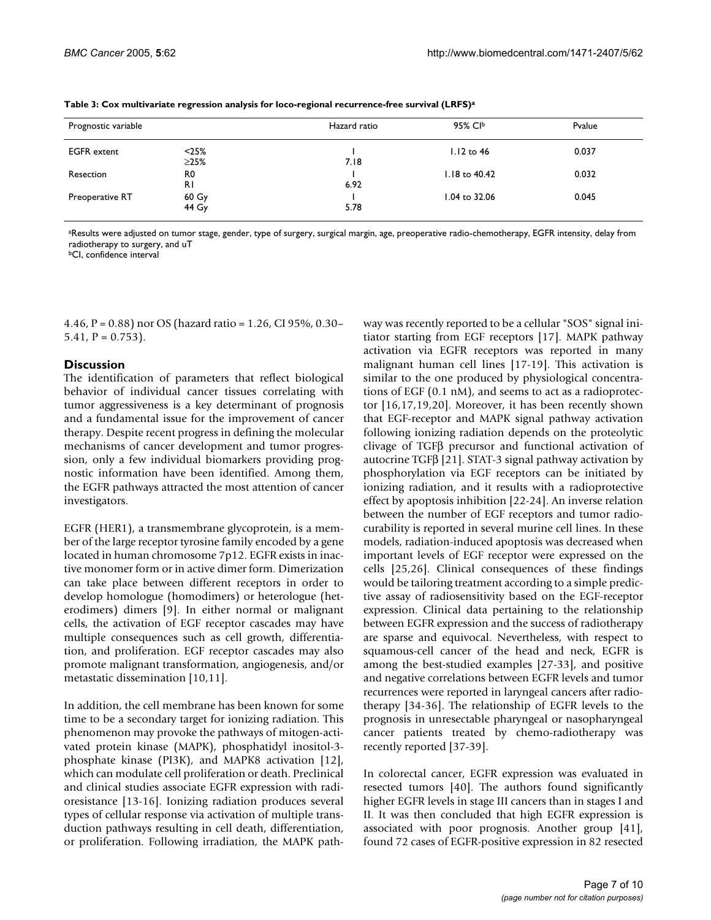**Table 3: Cox multivariate regression analysis for loco-regional recurrence-free survival (LRFS)[a]**

| Prognostic variable | | Hazard ratio | 95% CI[b] | Pvalue |
|---|---|---|---|---|
| EGFR extent | <25% | 1 | 1.12 to 46 | 0.037 |
| | ≥25% | 7.18 | | |
| Resection | R0 | 1 | 1.18 to 40.42 | 0.032 |
| | R1 | 6.92 | | |
| Preoperative RT | 60 Gy | 1 | 1.04 to 32.06 | 0.045 |
| | 44 Gy | 5.78 | | |

[a]Results were adjusted on tumor stage, gender, type of surgery, surgical margin, age, preoperative radio-chemotherapy, EGFR intensity, delay from radiotherapy to surgery, and uT
[b]CI, confidence interval

4.46, P = 0.88) nor OS (hazard ratio = 1.26, CI 95%, 0.30–5.41, P = 0.753).

## Discussion

The identification of parameters that reflect biological behavior of individual cancer tissues correlating with tumor aggressiveness is a key determinant of prognosis and a fundamental issue for the improvement of cancer therapy. Despite recent progress in defining the molecular mechanisms of cancer development and tumor progression, only a few individual biomarkers providing prognostic information have been identified. Among them, the EGFR pathways attracted the most attention of cancer investigators.

EGFR (HER1), a transmembrane glycoprotein, is a member of the large receptor tyrosine family encoded by a gene located in human chromosome 7p12. EGFR exists in inactive monomer form or in active dimer form. Dimerization can take place between different receptors in order to develop homologue (homodimers) or heterologue (heterodimers) dimers [9]. In either normal or malignant cells, the activation of EGF receptor cascades may have multiple consequences such as cell growth, differentiation, and proliferation. EGF receptor cascades may also promote malignant transformation, angiogenesis, and/or metastatic dissemination [10,11].

In addition, the cell membrane has been known for some time to be a secondary target for ionizing radiation. This phenomenon may provoke the pathways of mitogen-activated protein kinase (MAPK), phosphatidyl inositol-3-phosphate kinase (PI3K), and MAPK8 activation [12], which can modulate cell proliferation or death. Preclinical and clinical studies associate EGFR expression with radioresistance [13-16]. Ionizing radiation produces several types of cellular response via activation of multiple transduction pathways resulting in cell death, differentiation, or proliferation. Following irradiation, the MAPK pathway was recently reported to be a cellular "SOS" signal initiator starting from EGF receptors [17]. MAPK pathway activation via EGFR receptors was reported in many malignant human cell lines [17-19]. This activation is similar to the one produced by physiological concentrations of EGF (0.1 nM), and seems to act as a radioprotector [16,17,19,20]. Moreover, it has been recently shown that EGF-receptor and MAPK signal pathway activation following ionizing radiation depends on the proteolytic clivage of TGFβ precursor and functional activation of autocrine TGFβ [21]. STAT-3 signal pathway activation by phosphorylation via EGF receptors can be initiated by ionizing radiation, and it results with a radioprotective effect by apoptosis inhibition [22-24]. An inverse relation between the number of EGF receptors and tumor radiocurability is reported in several murine cell lines. In these models, radiation-induced apoptosis was decreased when important levels of EGF receptor were expressed on the cells [25,26]. Clinical consequences of these findings would be tailoring treatment according to a simple predictive assay of radiosensitivity based on the EGF-receptor expression. Clinical data pertaining to the relationship between EGFR expression and the success of radiotherapy are sparse and equivocal. Nevertheless, with respect to squamous-cell cancer of the head and neck, EGFR is among the best-studied examples [27-33], and positive and negative correlations between EGFR levels and tumor recurrences were reported in laryngeal cancers after radiotherapy [34-36]. The relationship of EGFR levels to the prognosis in unresectable pharyngeal or nasopharyngeal cancer patients treated by chemo-radiotherapy was recently reported [37-39].

In colorectal cancer, EGFR expression was evaluated in resected tumors [40]. The authors found significantly higher EGFR levels in stage III cancers than in stages I and II. It was then concluded that high EGFR expression is associated with poor prognosis. Another group [41], found 72 cases of EGFR-positive expression in 82 resected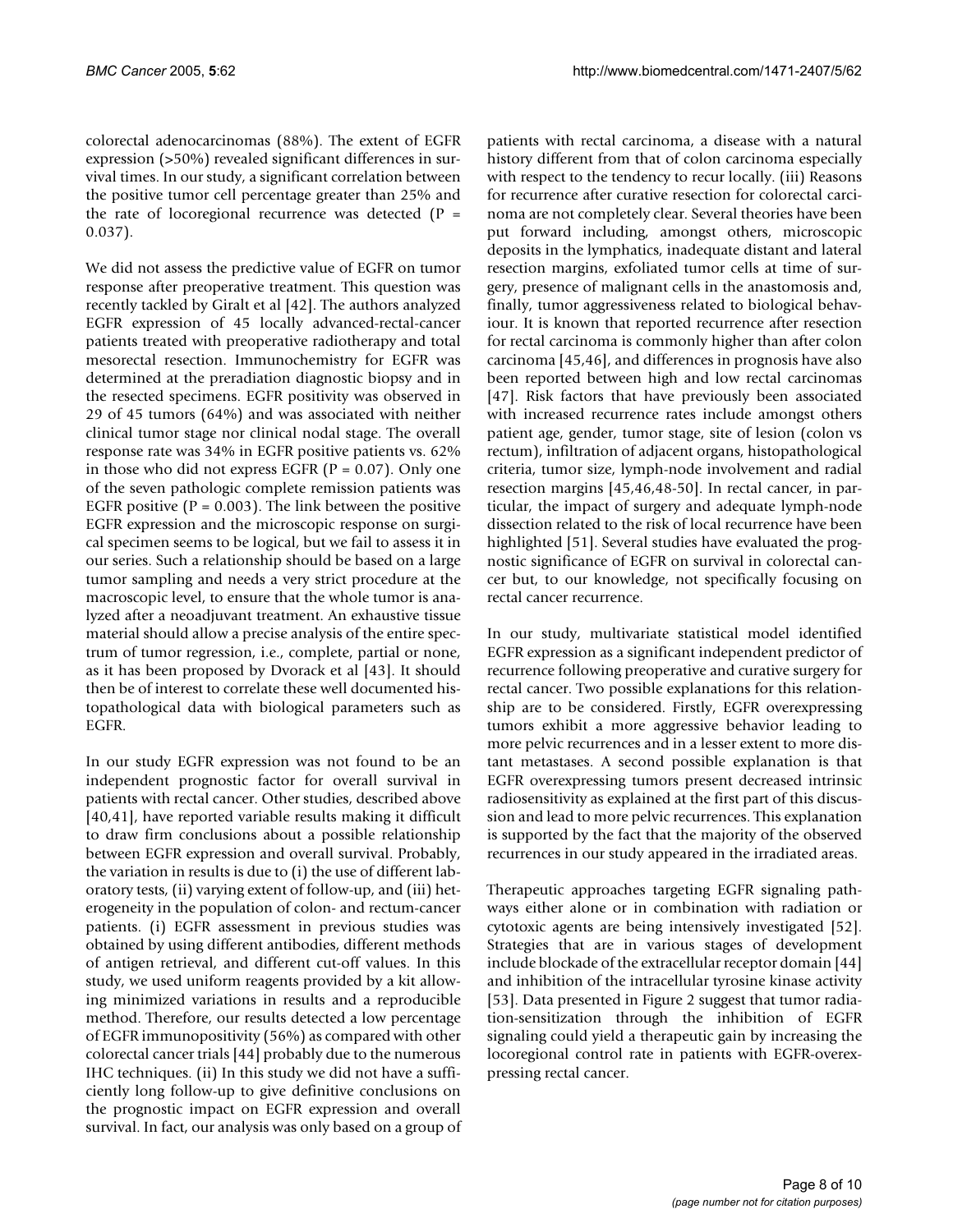colorectal adenocarcinomas (88%). The extent of EGFR expression (>50%) revealed significant differences in survival times. In our study, a significant correlation between the positive tumor cell percentage greater than 25% and the rate of locoregional recurrence was detected ($P = 0.037$).

We did not assess the predictive value of EGFR on tumor response after preoperative treatment. This question was recently tackled by Giralt et al [42]. The authors analyzed EGFR expression of 45 locally advanced-rectal-cancer patients treated with preoperative radiotherapy and total mesorectal resection. Immunochemistry for EGFR was determined at the preradiation diagnostic biopsy and in the resected specimens. EGFR positivity was observed in 29 of 45 tumors (64%) and was associated with neither clinical tumor stage nor clinical nodal stage. The overall response rate was 34% in EGFR positive patients vs. 62% in those who did not express EGFR ($P = 0.07$). Only one of the seven pathologic complete remission patients was EGFR positive ($P = 0.003$). The link between the positive EGFR expression and the microscopic response on surgical specimen seems to be logical, but we fail to assess it in our series. Such a relationship should be based on a large tumor sampling and needs a very strict procedure at the macroscopic level, to ensure that the whole tumor is analyzed after a neoadjuvant treatment. An exhaustive tissue material should allow a precise analysis of the entire spectrum of tumor regression, i.e., complete, partial or none, as it has been proposed by Dvorack et al [43]. It should then be of interest to correlate these well documented histopathological data with biological parameters such as EGFR.

In our study EGFR expression was not found to be an independent prognostic factor for overall survival in patients with rectal cancer. Other studies, described above [40,41], have reported variable results making it difficult to draw firm conclusions about a possible relationship between EGFR expression and overall survival. Probably, the variation in results is due to (i) the use of different laboratory tests, (ii) varying extent of follow-up, and (iii) heterogeneity in the population of colon- and rectum-cancer patients. (i) EGFR assessment in previous studies was obtained by using different antibodies, different methods of antigen retrieval, and different cut-off values. In this study, we used uniform reagents provided by a kit allowing minimized variations in results and a reproducible method. Therefore, our results detected a low percentage of EGFR immunopositivity (56%) as compared with other colorectal cancer trials [44] probably due to the numerous IHC techniques. (ii) In this study we did not have a sufficiently long follow-up to give definitive conclusions on the prognostic impact on EGFR expression and overall survival. In fact, our analysis was only based on a group of patients with rectal carcinoma, a disease with a natural history different from that of colon carcinoma especially with respect to the tendency to recur locally. (iii) Reasons for recurrence after curative resection for colorectal carcinoma are not completely clear. Several theories have been put forward including, amongst others, microscopic deposits in the lymphatics, inadequate distant and lateral resection margins, exfoliated tumor cells at time of surgery, presence of malignant cells in the anastomosis and, finally, tumor aggressiveness related to biological behaviour. It is known that reported recurrence after resection for rectal carcinoma is commonly higher than after colon carcinoma [45,46], and differences in prognosis have also been reported between high and low rectal carcinomas [47]. Risk factors that have previously been associated with increased recurrence rates include amongst others patient age, gender, tumor stage, site of lesion (colon vs rectum), infiltration of adjacent organs, histopathological criteria, tumor size, lymph-node involvement and radial resection margins [45,46,48-50]. In rectal cancer, in particular, the impact of surgery and adequate lymph-node dissection related to the risk of local recurrence have been highlighted [51]. Several studies have evaluated the prognostic significance of EGFR on survival in colorectal cancer but, to our knowledge, not specifically focusing on rectal cancer recurrence.

In our study, multivariate statistical model identified EGFR expression as a significant independent predictor of recurrence following preoperative and curative surgery for rectal cancer. Two possible explanations for this relationship are to be considered. Firstly, EGFR overexpressing tumors exhibit a more aggressive behavior leading to more pelvic recurrences and in a lesser extent to more distant metastases. A second possible explanation is that EGFR overexpressing tumors present decreased intrinsic radiosensitivity as explained at the first part of this discussion and lead to more pelvic recurrences. This explanation is supported by the fact that the majority of the observed recurrences in our study appeared in the irradiated areas.

Therapeutic approaches targeting EGFR signaling pathways either alone or in combination with radiation or cytotoxic agents are being intensively investigated [52]. Strategies that are in various stages of development include blockade of the extracellular receptor domain [44] and inhibition of the intracellular tyrosine kinase activity [53]. Data presented in Figure 2 suggest that tumor radiation-sensitization through the inhibition of EGFR signaling could yield a therapeutic gain by increasing the locoregional control rate in patients with EGFR-overexpressing rectal cancer.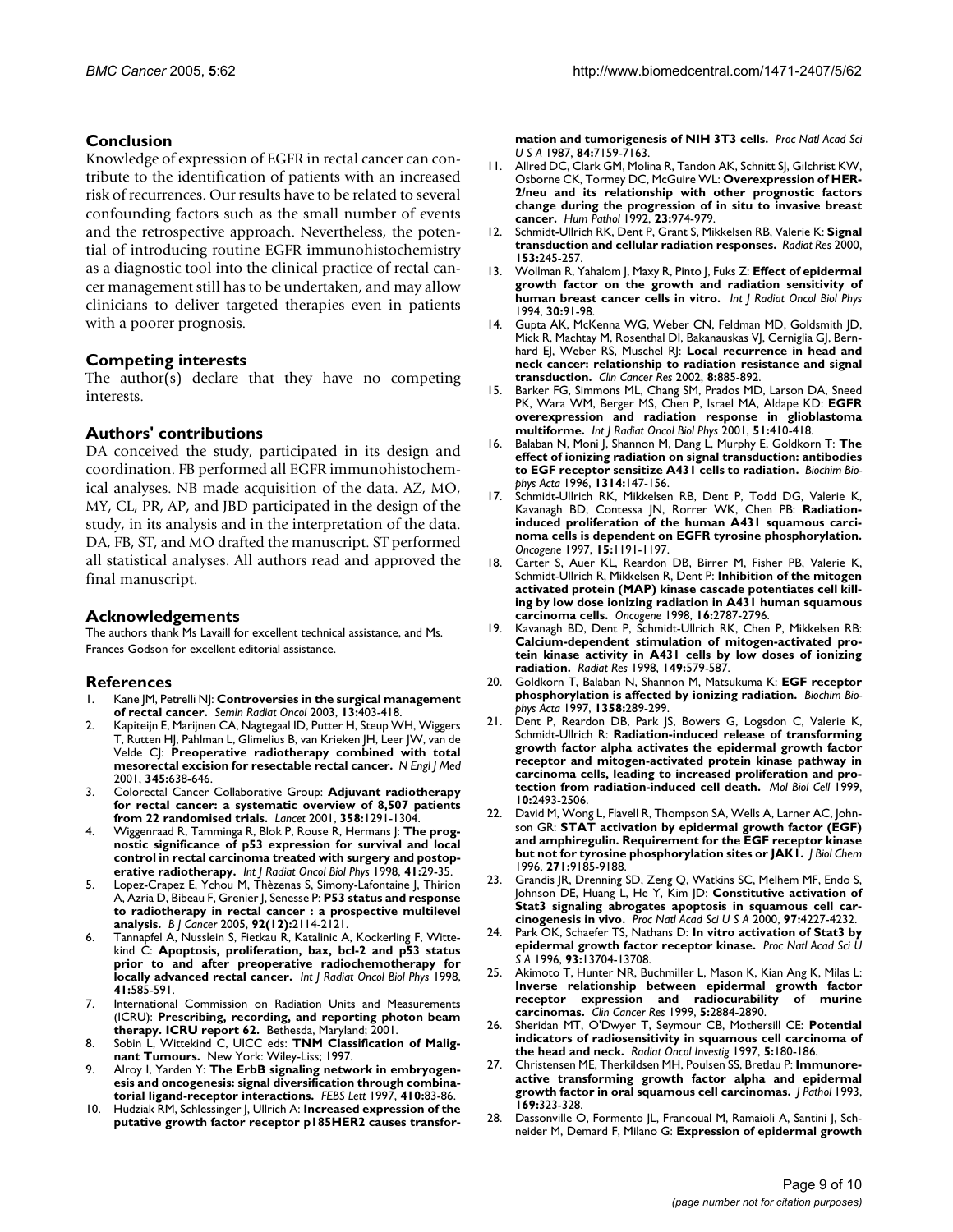## Conclusion

Knowledge of expression of EGFR in rectal cancer can contribute to the identification of patients with an increased risk of recurrences. Our results have to be related to several confounding factors such as the small number of events and the retrospective approach. Nevertheless, the potential of introducing routine EGFR immunohistochemistry as a diagnostic tool into the clinical practice of rectal cancer management still has to be undertaken, and may allow clinicians to deliver targeted therapies even in patients with a poorer prognosis.

## Competing interests

The author(s) declare that they have no competing interests.

## Authors' contributions

DA conceived the study, participated in its design and coordination. FB performed all EGFR immunohistochemical analyses. NB made acquisition of the data. AZ, MO, MY, CL, PR, AP, and JBD participated in the design of the study, in its analysis and in the interpretation of the data. DA, FB, ST, and MO drafted the manuscript. ST performed all statistical analyses. All authors read and approved the final manuscript.

## Acknowledgements

The authors thank Ms Lavaill for excellent technical assistance, and Ms. Frances Godson for excellent editorial assistance.

## References

1. Kane JM, Petrelli NJ: **Controversies in the surgical management of rectal cancer.** *Semin Radiat Oncol* 2003, **13:**403-418.
2. Kapiteijn E, Marijnen CA, Nagtegaal ID, Putter H, Steup WH, Wiggers T, Rutten HJ, Pahlman L, Glimelius B, van Krieken JH, Leer JW, van de Velde CJ: **Preoperative radiotherapy combined with total mesorectal excision for resectable rectal cancer.** *N Engl J Med* 2001, **345:**638-646.
3. Colorectal Cancer Collaborative Group: **Adjuvant radiotherapy for rectal cancer: a systematic overview of 8,507 patients from 22 randomised trials.** *Lancet* 2001, **358:**1291-1304.
4. Wiggenraad R, Tamminga R, Blok P, Rouse R, Hermans J: **The prognostic significance of p53 expression for survival and local control in rectal carcinoma treated with surgery and postoperative radiotherapy.** *Int J Radiat Oncol Biol Phys* 1998, **41:**29-35.
5. Lopez-Crapez E, Ychou M, Thèzenas S, Simony-Lafontaine J, Thirion A, Azria D, Bibeau F, Grenier J, Senesse P: **P53 status and response to radiotherapy in rectal cancer : a prospective multilevel analysis.** *B J Cancer* 2005, **92(12):**2114-2121.
6. Tannapfel A, Nusslein S, Fietkau R, Katalinic A, Kockerling F, Wittekind C: **Apoptosis, proliferation, bax, bcl-2 and p53 status prior to and after preoperative radiochemotherapy for locally advanced rectal cancer.** *Int J Radiat Oncol Biol Phys* 1998, **41:**585-591.
7. International Commission on Radiation Units and Measurements (ICRU): **Prescribing, recording, and reporting photon beam therapy. ICRU report 62.** Bethesda, Maryland; 2001.
8. Sobin L, Wittekind C, UICC eds: **TNM Classification of Malignant Tumours.** New York: Wiley-Liss; 1997.
9. Alroy I, Yarden Y: **The ErbB signaling network in embryogenesis and oncogenesis: signal diversification through combinatorial ligand-receptor interactions.** *FEBS Lett* 1997, **410:**83-86.
10. Hudziak RM, Schlessinger J, Ullrich A: **Increased expression of the putative growth factor receptor p185HER2 causes transformation and tumorigenesis of NIH 3T3 cells.** *Proc Natl Acad Sci U S A* 1987, **84:**7159-7163.
11. Allred DC, Clark GM, Molina R, Tandon AK, Schnitt SJ, Gilchrist KW, Osborne CK, Tormey DC, McGuire WL: **Overexpression of HER-2/neu and its relationship with other prognostic factors change during the progression of in situ to invasive breast cancer.** *Hum Pathol* 1992, **23:**974-979.
12. Schmidt-Ullrich RK, Dent P, Grant S, Mikkelsen RB, Valerie K: **Signal transduction and cellular radiation responses.** *Radiat Res* 2000, **153:**245-257.
13. Wollman R, Yahalom J, Maxy R, Pinto J, Fuks Z: **Effect of epidermal growth factor on the growth and radiation sensitivity of human breast cancer cells in vitro.** *Int J Radiat Oncol Biol Phys* 1994, **30:**91-98.
14. Gupta AK, McKenna WG, Weber CN, Feldman MD, Goldsmith JD, Mick R, Machtay M, Rosenthal DI, Bakanauskas VJ, Cerniglia GJ, Bernhard EJ, Weber RS, Muschel RJ: **Local recurrence in head and neck cancer: relationship to radiation resistance and signal transduction.** *Clin Cancer Res* 2002, **8:**885-892.
15. Barker FG, Simmons ML, Chang SM, Prados MD, Larson DA, Sneed PK, Wara WM, Berger MS, Chen P, Israel MA, Aldape KD: **EGFR overexpression and radiation response in glioblastoma multiforme.** *Int J Radiat Oncol Biol Phys* 2001, **51:**410-418.
16. Balaban N, Moni J, Shannon M, Dang L, Murphy E, Goldkorn T: **The effect of ionizing radiation on signal transduction: antibodies to EGF receptor sensitize A431 cells to radiation.** *Biochim Biophys Acta* 1996, **1314:**147-156.
17. Schmidt-Ullrich RK, Mikkelsen RB, Dent P, Todd DG, Valerie K, Kavanagh BD, Contessa JN, Rorrer WK, Chen PB: **Radiation-induced proliferation of the human A431 squamous carcinoma cells is dependent on EGFR tyrosine phosphorylation.** *Oncogene* 1997, **15:**1191-1197.
18. Carter S, Auer KL, Reardon DB, Birrer M, Fisher PB, Valerie K, Schmidt-Ullrich R, Mikkelsen R, Dent P: **Inhibition of the mitogen activated protein (MAP) kinase cascade potentiates cell killing by low dose ionizing radiation in A431 human squamous carcinoma cells.** *Oncogene* 1998, **16:**2787-2796.
19. Kavanagh BD, Dent P, Schmidt-Ullrich RK, Chen P, Mikkelsen RB: **Calcium-dependent stimulation of mitogen-activated protein kinase activity in A431 cells by low doses of ionizing radiation.** *Radiat Res* 1998, **149:**579-587.
20. Goldkorn T, Balaban N, Shannon M, Matsukuma K: **EGF receptor phosphorylation is affected by ionizing radiation.** *Biochim Biophys Acta* 1997, **1358:**289-299.
21. Dent P, Reardon DB, Park JS, Bowers G, Logsdon C, Valerie K, Schmidt-Ullrich R: **Radiation-induced release of transforming growth factor alpha activates the epidermal growth factor receptor and mitogen-activated protein kinase pathway in carcinoma cells, leading to increased proliferation and protection from radiation-induced cell death.** *Mol Biol Cell* 1999, **10:**2493-2506.
22. David M, Wong L, Flavell R, Thompson SA, Wells A, Larner AC, Johnson GR: **STAT activation by epidermal growth factor (EGF) and amphiregulin. Requirement for the EGF receptor kinase but not for tyrosine phosphorylation sites or JAK1.** *J Biol Chem* 1996, **271:**9185-9188.
23. Grandis JR, Drenning SD, Zeng Q, Watkins SC, Melhem MF, Endo S, Johnson DE, Huang L, He Y, Kim JD: **Constitutive activation of Stat3 signaling abrogates apoptosis in squamous cell carcinogenesis in vivo.** *Proc Natl Acad Sci U S A* 2000, **97:**4227-4232.
24. Park OK, Schaefer TS, Nathans D: **In vitro activation of Stat3 by epidermal growth factor receptor kinase.** *Proc Natl Acad Sci U S A* 1996, **93:**13704-13708.
25. Akimoto T, Hunter NR, Buchmiller L, Mason K, Kian Ang K, Milas L: **Inverse relationship between epidermal growth factor receptor expression and radiocurability of murine carcinomas.** *Clin Cancer Res* 1999, **5:**2884-2890.
26. Sheridan MT, O'Dwyer T, Seymour CB, Mothersill CE: **Potential indicators of radiosensitivity in squamous cell carcinoma of the head and neck.** *Radiat Oncol Investig* 1997, **5:**180-186.
27. Christensen ME, Therkildsen MH, Poulsen SS, Bretlau P: **Immunoreactive transforming growth factor alpha and epidermal growth factor in oral squamous cell carcinomas.** *J Pathol* 1993, **169:**323-328.
28. Dassonville O, Formento JL, Francoual M, Ramaioli A, Santini J, Schneider M, Demard F, Milano G: **Expression of epidermal growth**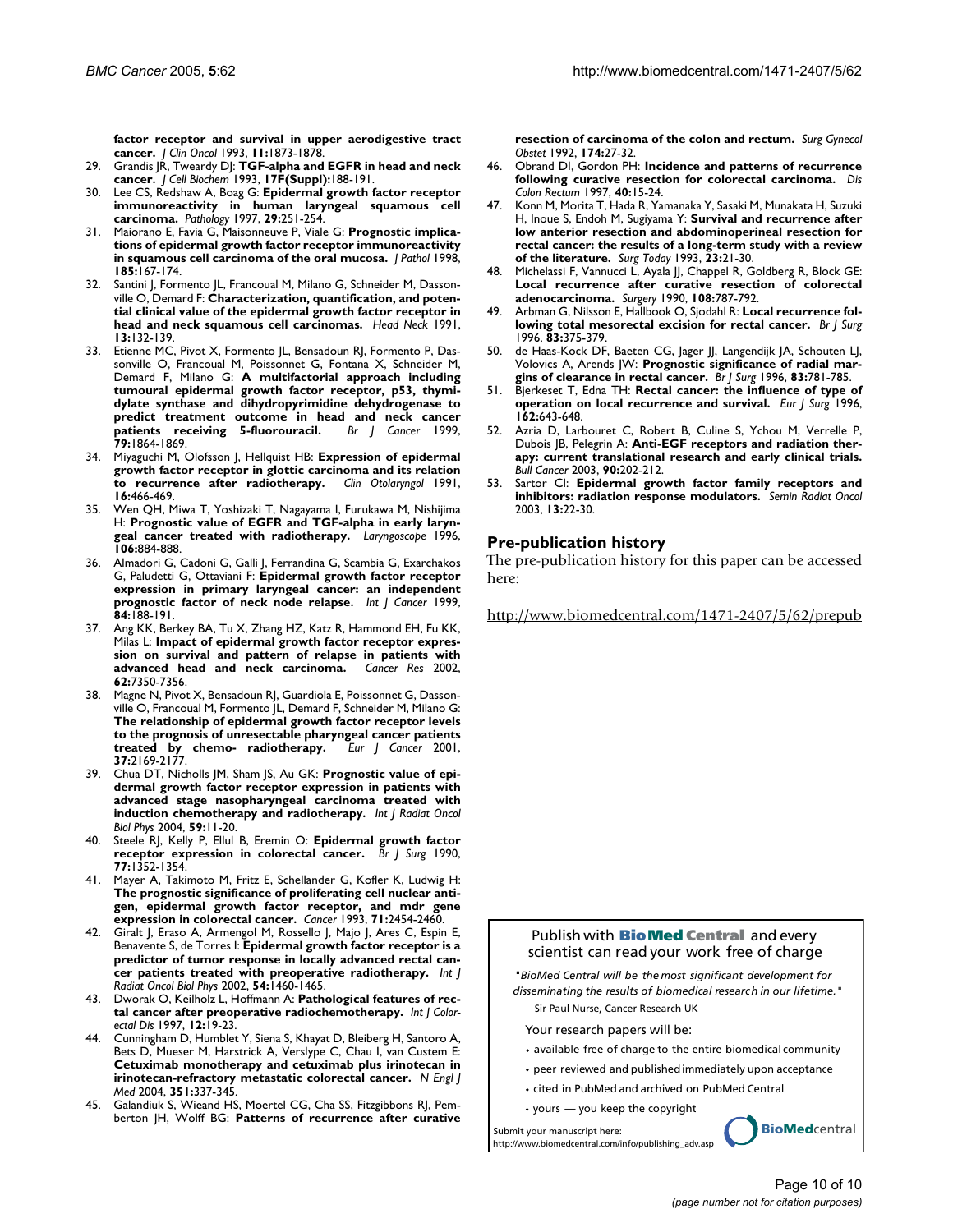factor receptor and survival in upper aerodigestive tract cancer. *J Clin Oncol* 1993, **11:**1873-1878.

29. Grandis JR, Tweardy DJ: **TGF-alpha and EGFR in head and neck cancer.** *J Cell Biochem* 1993, **17F(Suppl):**188-191.
30. Lee CS, Redshaw A, Boag G: **Epidermal growth factor receptor immunoreactivity in human laryngeal squamous cell carcinoma.** *Pathology* 1997, **29:**251-254.
31. Maiorano E, Favia G, Maisonneuve P, Viale G: **Prognostic implications of epidermal growth factor receptor immunoreactivity in squamous cell carcinoma of the oral mucosa.** *J Pathol* 1998, **185:**167-174.
32. Santini J, Formento JL, Francoual M, Milano G, Schneider M, Dassonville O, Demard F: **Characterization, quantification, and potential clinical value of the epidermal growth factor receptor in head and neck squamous cell carcinomas.** *Head Neck* 1991, **13:**132-139.
33. Etienne MC, Pivot X, Formento JL, Bensadoun RJ, Formento P, Dassonville O, Francoual M, Poissonnet G, Fontana X, Schneider M, Demard F, Milano G: **A multifactorial approach including tumoural epidermal growth factor receptor, p53, thymidylate synthase and dihydropyrimidine dehydrogenase to predict treatment outcome in head and neck cancer patients receiving 5-fluorouracil.** *Br J Cancer* 1999, **79:**1864-1869.
34. Miyaguchi M, Olofsson J, Hellquist HB: **Expression of epidermal growth factor receptor in glottic carcinoma and its relation to recurrence after radiotherapy.** *Clin Otolaryngol* 1991, **16:**466-469.
35. Wen QH, Miwa T, Yoshizaki T, Nagayama I, Furukawa M, Nishijima H: **Prognostic value of EGFR and TGF-alpha in early laryngeal cancer treated with radiotherapy.** *Laryngoscope* 1996, **106:**884-888.
36. Almadori G, Cadoni G, Galli J, Ferrandina G, Scambia G, Exarchakos G, Paludetti G, Ottaviani F: **Epidermal growth factor receptor expression in primary laryngeal cancer: an independent prognostic factor of neck node relapse.** *Int J Cancer* 1999, **84:**188-191.
37. Ang KK, Berkey BA, Tu X, Zhang HZ, Katz R, Hammond EH, Fu KK, Milas L: **Impact of epidermal growth factor receptor expression on survival and pattern of relapse in patients with advanced head and neck carcinoma.** *Cancer Res* 2002, **62:**7350-7356.
38. Magne N, Pivot X, Bensadoun RJ, Guardiola E, Poissonnet G, Dassonville O, Francoual M, Formento JL, Demard F, Schneider M, Milano G: **The relationship of epidermal growth factor receptor levels to the prognosis of unresectable pharyngeal cancer patients treated by chemo- radiotherapy.** *Eur J Cancer* 2001, **37:**2169-2177.
39. Chua DT, Nicholls JM, Sham JS, Au GK: **Prognostic value of epidermal growth factor receptor expression in patients with advanced stage nasopharyngeal carcinoma treated with induction chemotherapy and radiotherapy.** *Int J Radiat Oncol Biol Phys* 2004, **59:**11-20.
40. Steele RJ, Kelly P, Ellul B, Eremin O: **Epidermal growth factor receptor expression in colorectal cancer.** *Br J Surg* 1990, **77:**1352-1354.
41. Mayer A, Takimoto M, Fritz E, Schellander G, Kofler K, Ludwig H: **The prognostic significance of proliferating cell nuclear antigen, epidermal growth factor receptor, and mdr gene expression in colorectal cancer.** *Cancer* 1993, **71:**2454-2460.
42. Giralt J, Eraso A, Armengol M, Rossello J, Majo J, Ares C, Espin E, Benavente S, de Torres I: **Epidermal growth factor receptor is a predictor of tumor response in locally advanced rectal cancer patients treated with preoperative radiotherapy.** *Int J Radiat Oncol Biol Phys* 2002, **54:**1460-1465.
43. Dworak O, Keilholz L, Hoffmann A: **Pathological features of rectal cancer after preoperative radiochemotherapy.** *Int J Colorectal Dis* 1997, **12:**19-23.
44. Cunningham D, Humblet Y, Siena S, Khayat D, Bleiberg H, Santoro A, Bets D, Mueser M, Harstrick A, Verslype C, Chau I, van Custem E: **Cetuximab monotherapy and cetuximab plus irinotecan in irinotecan-refractory metastatic colorectal cancer.** *N Engl J Med* 2004, **351:**337-345.
45. Galandiuk S, Wieand HS, Moertel CG, Cha SS, Fitzgibbons RJ, Pemberton JH, Wolff BG: **Patterns of recurrence after curative resection of carcinoma of the colon and rectum.** *Surg Gynecol Obstet* 1992, **174:**27-32.
46. Obrand DI, Gordon PH: **Incidence and patterns of recurrence following curative resection for colorectal carcinoma.** *Dis Colon Rectum* 1997, **40:**15-24.
47. Konn M, Morita T, Hada R, Yamanaka Y, Sasaki M, Munakata H, Suzuki H, Inoue S, Endoh M, Sugiyama Y: **Survival and recurrence after low anterior resection and abdominoperineal resection for rectal cancer: the results of a long-term study with a review of the literature.** *Surg Today* 1993, **23:**21-30.
48. Michelassi F, Vannucci L, Ayala JJ, Chappel R, Goldberg R, Block GE: **Local recurrence after curative resection of colorectal adenocarcinoma.** *Surgery* 1990, **108:**787-792.
49. Arbman G, Nilsson E, Hallbook O, Sjodahl R: **Local recurrence following total mesorectal excision for rectal cancer.** *Br J Surg* 1996, **83:**375-379.
50. de Haas-Kock DF, Baeten CG, Jager JJ, Langendijk JA, Schouten LJ, Volovics A, Arends JW: **Prognostic significance of radial margins of clearance in rectal cancer.** *Br J Surg* 1996, **83:**781-785.
51. Bjerkeset T, Edna TH: **Rectal cancer: the influence of type of operation on local recurrence and survival.** *Eur J Surg* 1996, **162:**643-648.
52. Azria D, Larbouret C, Robert B, Culine S, Ychou M, Verrelle P, Dubois JB, Pelegrin A: **Anti-EGF receptors and radiation therapy: current translational research and early clinical trials.** *Bull Cancer* 2003, **90:**202-212.
53. Sartor CI: **Epidermal growth factor family receptors and inhibitors: radiation response modulators.** *Semin Radiat Oncol* 2003, **13:**22-30.

## Pre-publication history

The pre-publication history for this paper can be accessed here:

http://www.biomedcentral.com/1471-2407/5/62/prepub

Publish with **BioMed Central** and every scientist can read your work free of charge

*"BioMed Central will be the most significant development for disseminating the results of biomedical research in our lifetime."*
Sir Paul Nurse, Cancer Research UK

Your research papers will be:

- available free of charge to the entire biomedical community
- peer reviewed and published immediately upon acceptance
- cited in PubMed and archived on PubMed Central
- yours — you keep the copyright

Submit your manuscript here:
http://www.biomedcentral.com/info/publishing_adv.asp

BioMedcentral